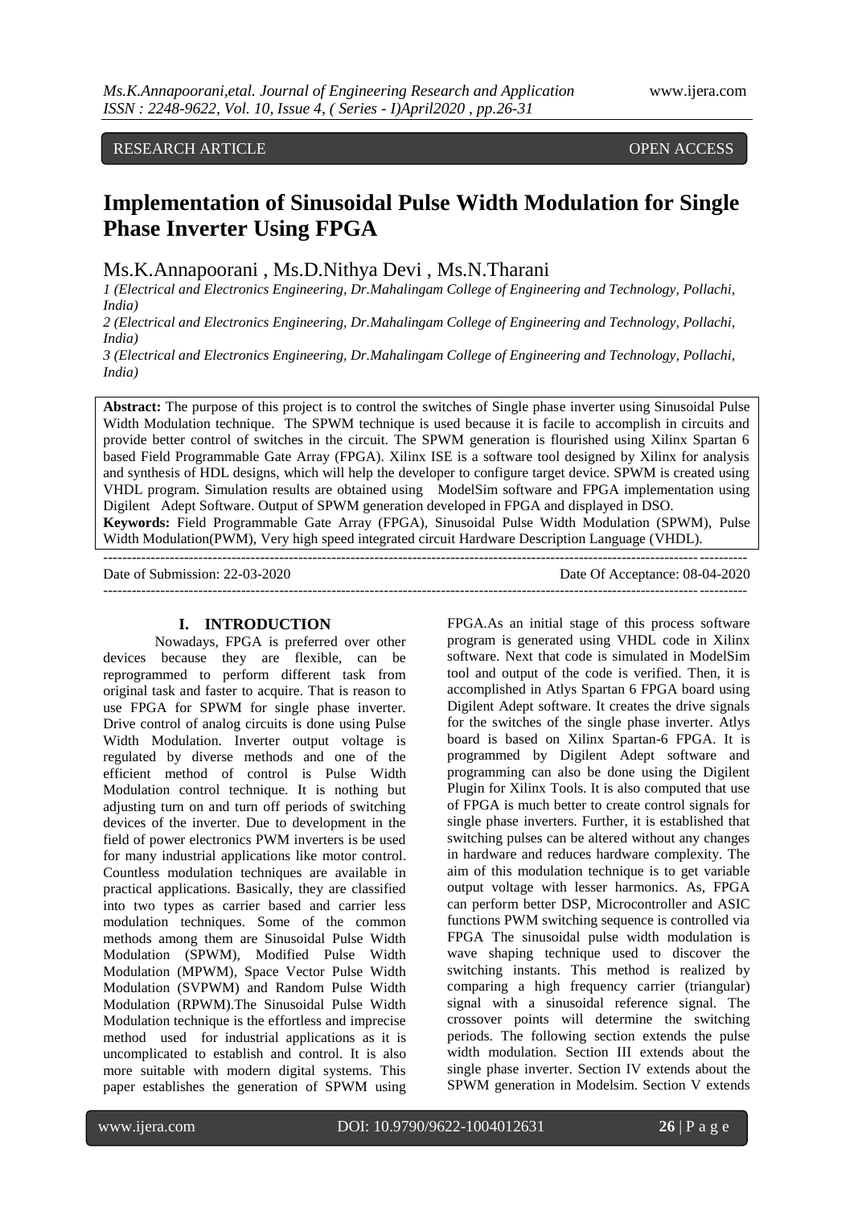RESEARCH ARTICLE OPEN ACCESS

# Implementation of Sinusoidal Pulse Width Modulation for Single Phase Inverter Using FPGA

Ms.K.Annapoorani , Ms.D.Nithya Devi , Ms.N.Tharani

*1 (Electrical and Electronics Engineering, Dr.Mahalingam College of Engineering and Technology, Pollachi, India)*

*2 (Electrical and Electronics Engineering, Dr.Mahalingam College of Engineering and Technology, Pollachi, India)*

*3 (Electrical and Electronics Engineering, Dr.Mahalingam College of Engineering and Technology, Pollachi, India)*

**Abstract:** The purpose of this project is to control the switches of Single phase inverter using Sinusoidal Pulse Width Modulation technique. The SPWM technique is used because it is facile to accomplish in circuits and provide better control of switches in the circuit. The SPWM generation is flourished using Xilinx Spartan 6 based Field Programmable Gate Array (FPGA). Xilinx ISE is a software tool designed by Xilinx for analysis and synthesis of HDL designs, which will help the developer to configure target device. SPWM is created using VHDL program. Simulation results are obtained using ModelSim software and FPGA implementation using Digilent Adept Software. Output of SPWM generation developed in FPGA and displayed in DSO.

**Keywords:** Field Programmable Gate Array (FPGA), Sinusoidal Pulse Width Modulation (SPWM), Pulse Width Modulation(PWM), Very high speed integrated circuit Hardware Description Language (VHDL).

---

Date of Submission: 22-03-2020 Date Of Acceptance: 08-04-2020

---

## I. INTRODUCTION

Nowadays, FPGA is preferred over other devices because they are flexible, can be reprogrammed to perform different task from original task and faster to acquire. That is reason to use FPGA for SPWM for single phase inverter. Drive control of analog circuits is done using Pulse Width Modulation. Inverter output voltage is regulated by diverse methods and one of the efficient method of control is Pulse Width Modulation control technique. It is nothing but adjusting turn on and turn off periods of switching devices of the inverter. Due to development in the field of power electronics PWM inverters is be used for many industrial applications like motor control. Countless modulation techniques are available in practical applications. Basically, they are classified into two types as carrier based and carrier less modulation techniques. Some of the common methods among them are Sinusoidal Pulse Width Modulation (SPWM), Modified Pulse Width Modulation (MPWM), Space Vector Pulse Width Modulation (SVPWM) and Random Pulse Width Modulation (RPWM).The Sinusoidal Pulse Width Modulation technique is the effortless and imprecise method used for industrial applications as it is uncomplicated to establish and control. It is also more suitable with modern digital systems. This paper establishes the generation of SPWM using FPGA.As an initial stage of this process software program is generated using VHDL code in Xilinx software. Next that code is simulated in ModelSim tool and output of the code is verified. Then, it is accomplished in Atlys Spartan 6 FPGA board using Digilent Adept software. It creates the drive signals for the switches of the single phase inverter. Atlys board is based on Xilinx Spartan-6 FPGA. It is programmed by Digilent Adept software and programming can also be done using the Digilent Plugin for Xilinx Tools. It is also computed that use of FPGA is much better to create control signals for single phase inverters. Further, it is established that switching pulses can be altered without any changes in hardware and reduces hardware complexity. The aim of this modulation technique is to get variable output voltage with lesser harmonics. As, FPGA can perform better DSP, Microcontroller and ASIC functions PWM switching sequence is controlled via FPGA The sinusoidal pulse width modulation is wave shaping technique used to discover the switching instants. This method is realized by comparing a high frequency carrier (triangular) signal with a sinusoidal reference signal. The crossover points will determine the switching periods. The following section extends the pulse width modulation. Section III extends about the single phase inverter. Section IV extends about the SPWM generation in Modelsim. Section V extends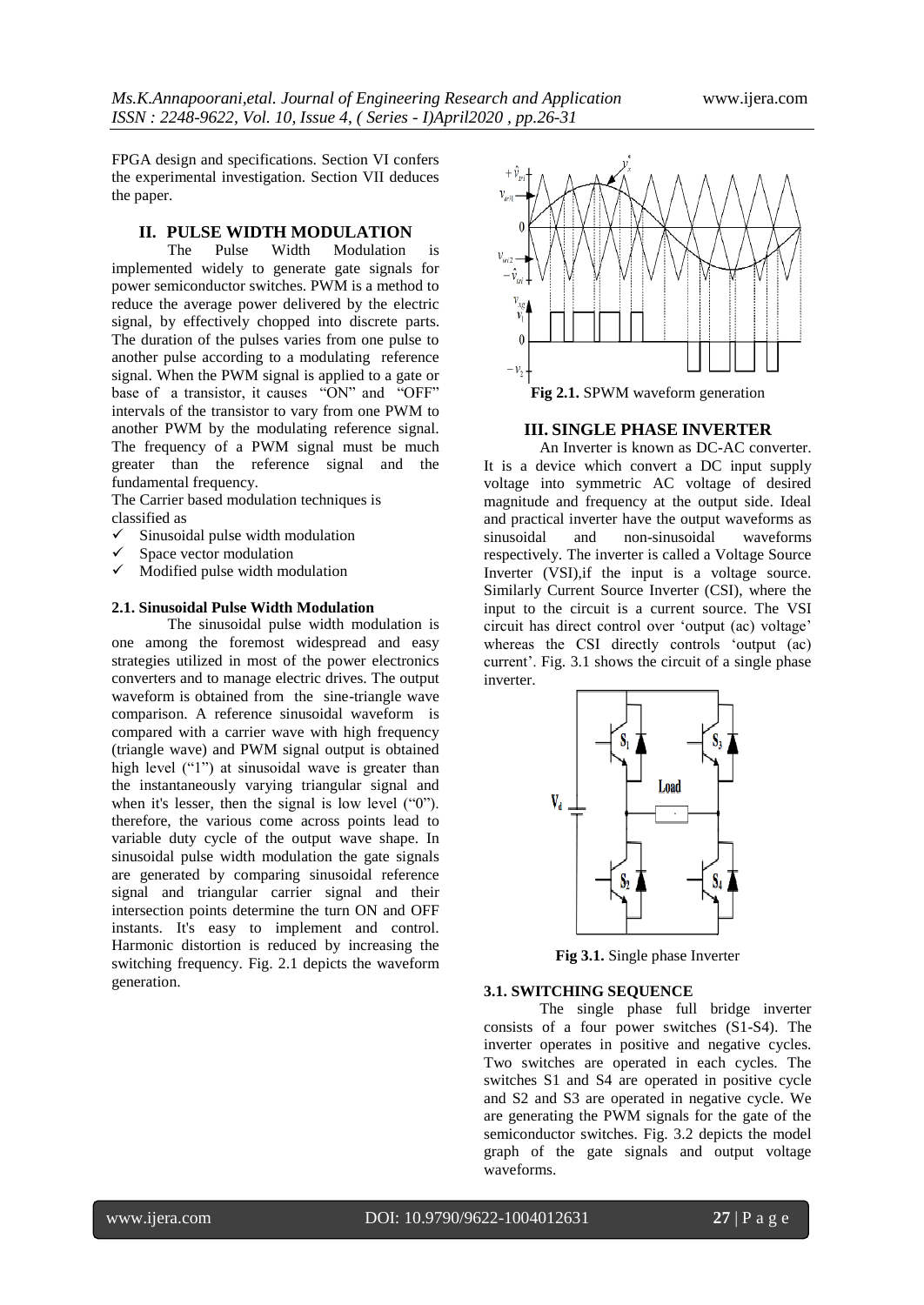FPGA design and specifications. Section VI confers the experimental investigation. Section VII deduces the paper.

## II. PULSE WIDTH MODULATION

The Pulse Width Modulation is implemented widely to generate gate signals for power semiconductor switches. PWM is a method to reduce the average power delivered by the electric signal, by effectively chopped into discrete parts. The duration of the pulses varies from one pulse to another pulse according to a modulating reference signal. When the PWM signal is applied to a gate or base of a transistor, it causes "ON" and "OFF" intervals of the transistor to vary from one PWM to another PWM by the modulating reference signal. The frequency of a PWM signal must be much greater than the reference signal and the fundamental frequency.

The Carrier based modulation techniques is classified as

- ✓ Sinusoidal pulse width modulation
- ✓ Space vector modulation
- ✓ Modified pulse width modulation

### 2.1. Sinusoidal Pulse Width Modulation

The sinusoidal pulse width modulation is one among the foremost widespread and easy strategies utilized in most of the power electronics converters and to manage electric drives. The output waveform is obtained from the sine-triangle wave comparison. A reference sinusoidal waveform is compared with a carrier wave with high frequency (triangle wave) and PWM signal output is obtained high level ("1") at sinusoidal wave is greater than the instantaneously varying triangular signal and when it's lesser, then the signal is low level ("0"). therefore, the various come across points lead to variable duty cycle of the output wave shape. In sinusoidal pulse width modulation the gate signals are generated by comparing sinusoidal reference signal and triangular carrier signal and their intersection points determine the turn ON and OFF instants. It's easy to implement and control. Harmonic distortion is reduced by increasing the switching frequency. Fig. 2.1 depicts the waveform generation.

**Fig 2.1.** SPWM waveform generation

## III. SINGLE PHASE INVERTER

An Inverter is known as DC-AC converter. It is a device which convert a DC input supply voltage into symmetric AC voltage of desired magnitude and frequency at the output side. Ideal and practical inverter have the output waveforms as sinusoidal and non-sinusoidal waveforms respectively. The inverter is called a Voltage Source Inverter (VSI),if the input is a voltage source. Similarly Current Source Inverter (CSI), where the input to the circuit is a current source. The VSI circuit has direct control over 'output (ac) voltage' whereas the CSI directly controls 'output (ac) current'. Fig. 3.1 shows the circuit of a single phase inverter.

**Fig 3.1.** Single phase Inverter

### 3.1. SWITCHING SEQUENCE

The single phase full bridge inverter consists of a four power switches (S1-S4). The inverter operates in positive and negative cycles. Two switches are operated in each cycles. The switches S1 and S4 are operated in positive cycle and S2 and S3 are operated in negative cycle. We are generating the PWM signals for the gate of the semiconductor switches. Fig. 3.2 depicts the model graph of the gate signals and output voltage waveforms.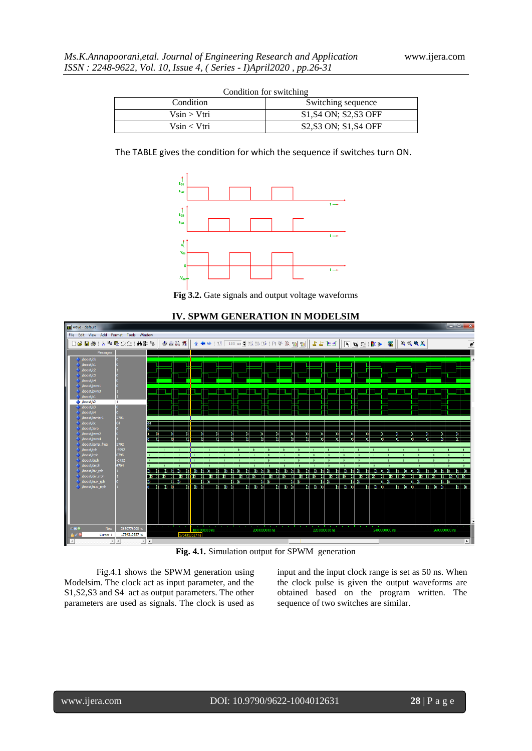Condition for switching

| Condition | Switching sequence |
|---|---|
| Vsin > Vtri | S1,S4 ON; S2,S3 OFF |
| Vsin < Vtri | S2,S3 ON; S1,S4 OFF |

The TABLE gives the condition for which the sequence if switches turn ON.

**Fig 3.2.** Gate signals and output voltage waveforms

## IV. SPWM GENERATION IN MODELSIM

**Fig. 4.1.** Simulation output for SPWM generation

Fig.4.1 shows the SPWM generation using Modelsim. The clock act as input parameter, and the S1,S2,S3 and S4 act as output parameters. The other parameters are used as signals. The clock is used as input and the input clock range is set as 50 ns. When the clock pulse is given the output waveforms are obtained based on the program written. The sequence of two switches are similar.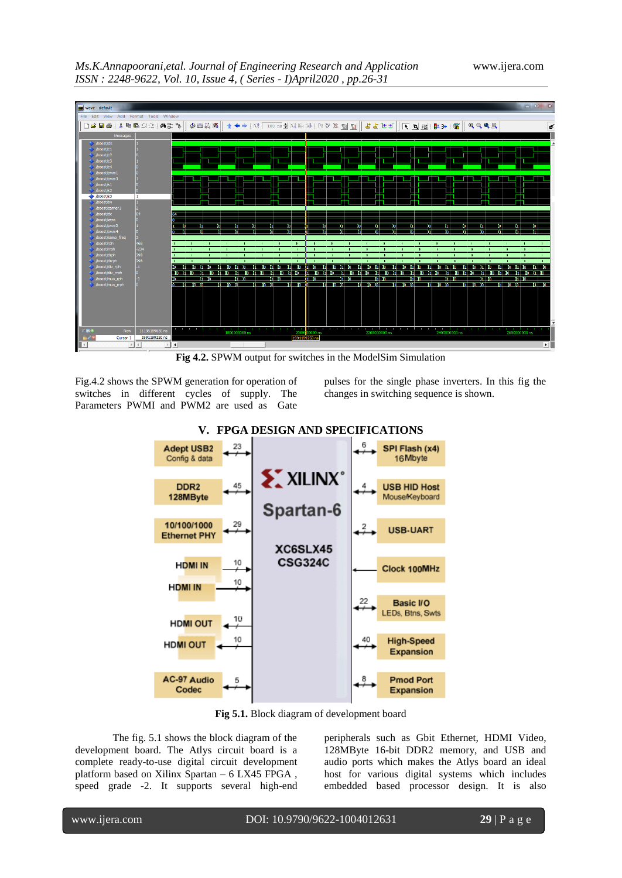**Fig 4.2.** SPWM output for switches in the ModelSim Simulation

Fig.4.2 shows the SPWM generation for operation of switches in different cycles of supply. The Parameters PWMI and PWM2 are used as Gate pulses for the single phase inverters. In this fig the changes in switching sequence is shown.

## V. FPGA DESIGN AND SPECIFICATIONS

**Fig 5.1.** Block diagram of development board

The fig. 5.1 shows the block diagram of the development board. The Atlys circuit board is a complete ready-to-use digital circuit development platform based on Xilinx Spartan – 6 LX45 FPGA , speed grade -2. It supports several high-end peripherals such as Gbit Ethernet, HDMI Video, 128MByte 16-bit DDR2 memory, and USB and audio ports which makes the Atlys board an ideal host for various digital systems which includes embedded based processor design. It is also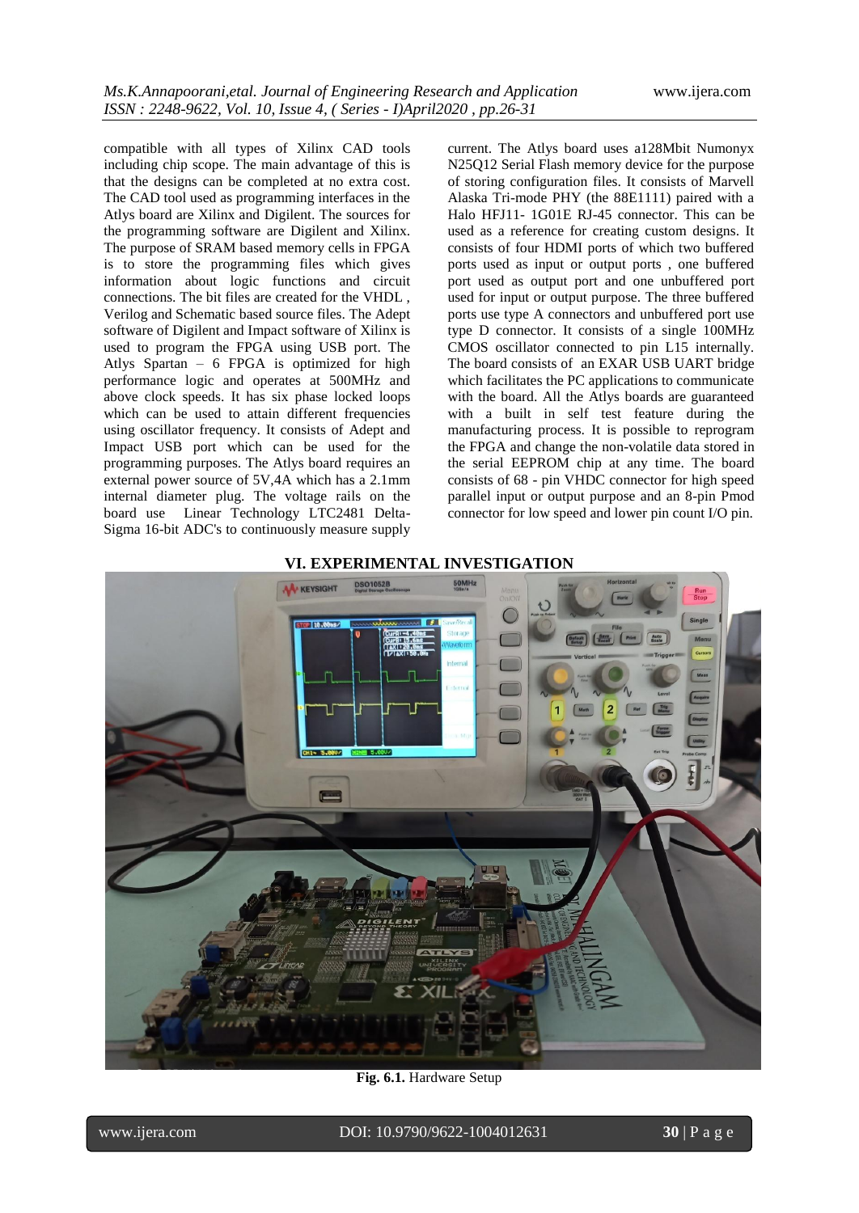compatible with all types of Xilinx CAD tools including chip scope. The main advantage of this is that the designs can be completed at no extra cost. The CAD tool used as programming interfaces in the Atlys board are Xilinx and Digilent. The sources for the programming software are Digilent and Xilinx. The purpose of SRAM based memory cells in FPGA is to store the programming files which gives information about logic functions and circuit connections. The bit files are created for the VHDL , Verilog and Schematic based source files. The Adept software of Digilent and Impact software of Xilinx is used to program the FPGA using USB port. The Atlys Spartan – 6 FPGA is optimized for high performance logic and operates at 500MHz and above clock speeds. It has six phase locked loops which can be used to attain different frequencies using oscillator frequency. It consists of Adept and Impact USB port which can be used for the programming purposes. The Atlys board requires an external power source of 5V,4A which has a 2.1mm internal diameter plug. The voltage rails on the board use Linear Technology LTC2481 Delta-Sigma 16-bit ADC's to continuously measure supply current. The Atlys board uses a128Mbit Numonyx N25Q12 Serial Flash memory device for the purpose of storing configuration files. It consists of Marvell Alaska Tri-mode PHY (the 88E1111) paired with a Halo HFJ11- 1G01E RJ-45 connector. This can be used as a reference for creating custom designs. It consists of four HDMI ports of which two buffered ports used as input or output ports , one buffered port used as output port and one unbuffered port used for input or output purpose. The three buffered ports use type A connectors and unbuffered port use type D connector. It consists of a single 100MHz CMOS oscillator connected to pin L15 internally. The board consists of an EXAR USB UART bridge which facilitates the PC applications to communicate with the board. All the Atlys boards are guaranteed with a built in self test feature during the manufacturing process. It is possible to reprogram the FPGA and change the non-volatile data stored in the serial EEPROM chip at any time. The board consists of 68 - pin VHDC connector for high speed parallel input or output purpose and an 8-pin Pmod connector for low speed and lower pin count I/O pin.

## VI. EXPERIMENTAL INVESTIGATION

**Fig. 6.1.** Hardware Setup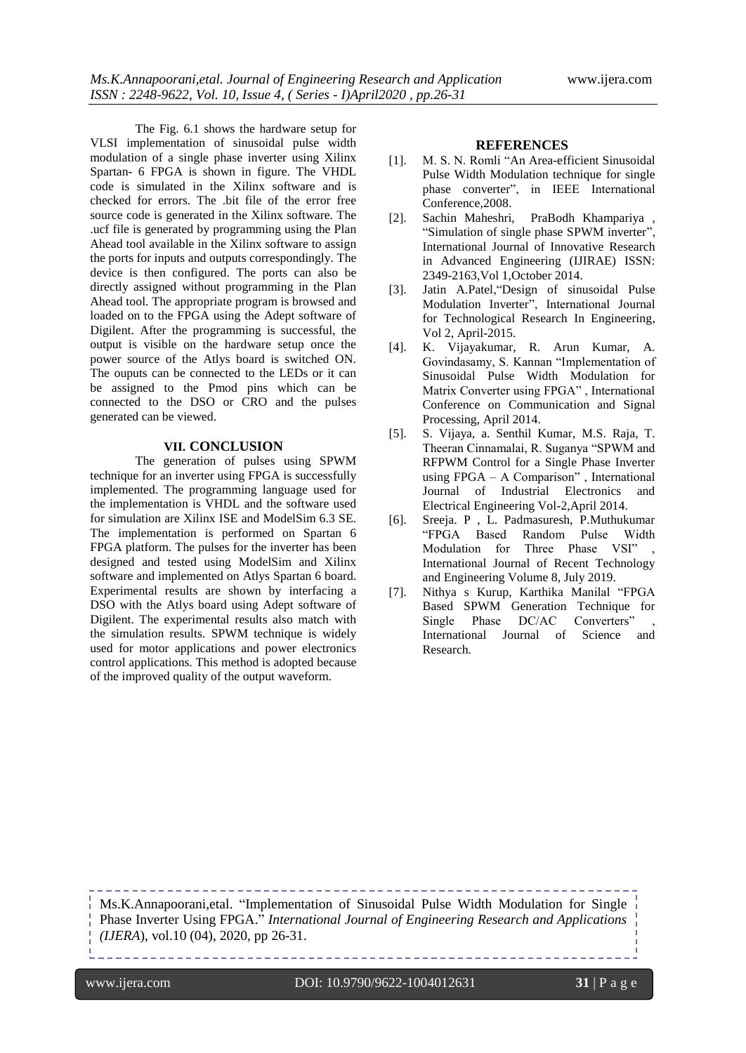The Fig. 6.1 shows the hardware setup for VLSI implementation of sinusoidal pulse width modulation of a single phase inverter using Xilinx Spartan- 6 FPGA is shown in figure. The VHDL code is simulated in the Xilinx software and is checked for errors. The .bit file of the error free source code is generated in the Xilinx software. The .ucf file is generated by programming using the Plan Ahead tool available in the Xilinx software to assign the ports for inputs and outputs correspondingly. The device is then configured. The ports can also be directly assigned without programming in the Plan Ahead tool. The appropriate program is browsed and loaded on to the FPGA using the Adept software of Digilent. After the programming is successful, the output is visible on the hardware setup once the power source of the Atlys board is switched ON. The ouputs can be connected to the LEDs or it can be assigned to the Pmod pins which can be connected to the DSO or CRO and the pulses generated can be viewed.

## VII. CONCLUSION

The generation of pulses using SPWM technique for an inverter using FPGA is successfully implemented. The programming language used for the implementation is VHDL and the software used for simulation are Xilinx ISE and ModelSim 6.3 SE. The implementation is performed on Spartan 6 FPGA platform. The pulses for the inverter has been designed and tested using ModelSim and Xilinx software and implemented on Atlys Spartan 6 board. Experimental results are shown by interfacing a DSO with the Atlys board using Adept software of Digilent. The experimental results also match with the simulation results. SPWM technique is widely used for motor applications and power electronics control applications. This method is adopted because of the improved quality of the output waveform.

## REFERENCES

[1]. M. S. N. Romli "An Area-efficient Sinusoidal Pulse Width Modulation technique for single phase converter", in IEEE International Conference,2008.

[2]. Sachin Maheshri, PraBodh Khampariya , "Simulation of single phase SPWM inverter", International Journal of Innovative Research in Advanced Engineering (IJIRAE) ISSN: 2349-2163,Vol 1,October 2014.

[3]. Jatin A.Patel,"Design of sinusoidal Pulse Modulation Inverter", International Journal for Technological Research In Engineering, Vol 2, April-2015.

[4]. K. Vijayakumar, R. Arun Kumar, A. Govindasamy, S. Kannan "Implementation of Sinusoidal Pulse Width Modulation for Matrix Converter using FPGA" , International Conference on Communication and Signal Processing, April 2014.

[5]. S. Vijaya, a. Senthil Kumar, M.S. Raja, T. Theeran Cinnamalai, R. Suganya "SPWM and RFPWM Control for a Single Phase Inverter using FPGA – A Comparison" , International Journal of Industrial Electronics and Electrical Engineering Vol-2,April 2014.

[6]. Sreeja. P , L. Padmasuresh, P.Muthukumar "FPGA Based Random Pulse Width Modulation for Three Phase VSI" , International Journal of Recent Technology and Engineering Volume 8, July 2019.

[7]. Nithya s Kurup, Karthika Manilal "FPGA Based SPWM Generation Technique for Single Phase DC/AC Converters" , International Journal of Science and Research.

Ms.K.Annapoorani,etal. "Implementation of Sinusoidal Pulse Width Modulation for Single Phase Inverter Using FPGA." *International Journal of Engineering Research and Applications (IJERA*), vol.10 (04), 2020, pp 26-31.